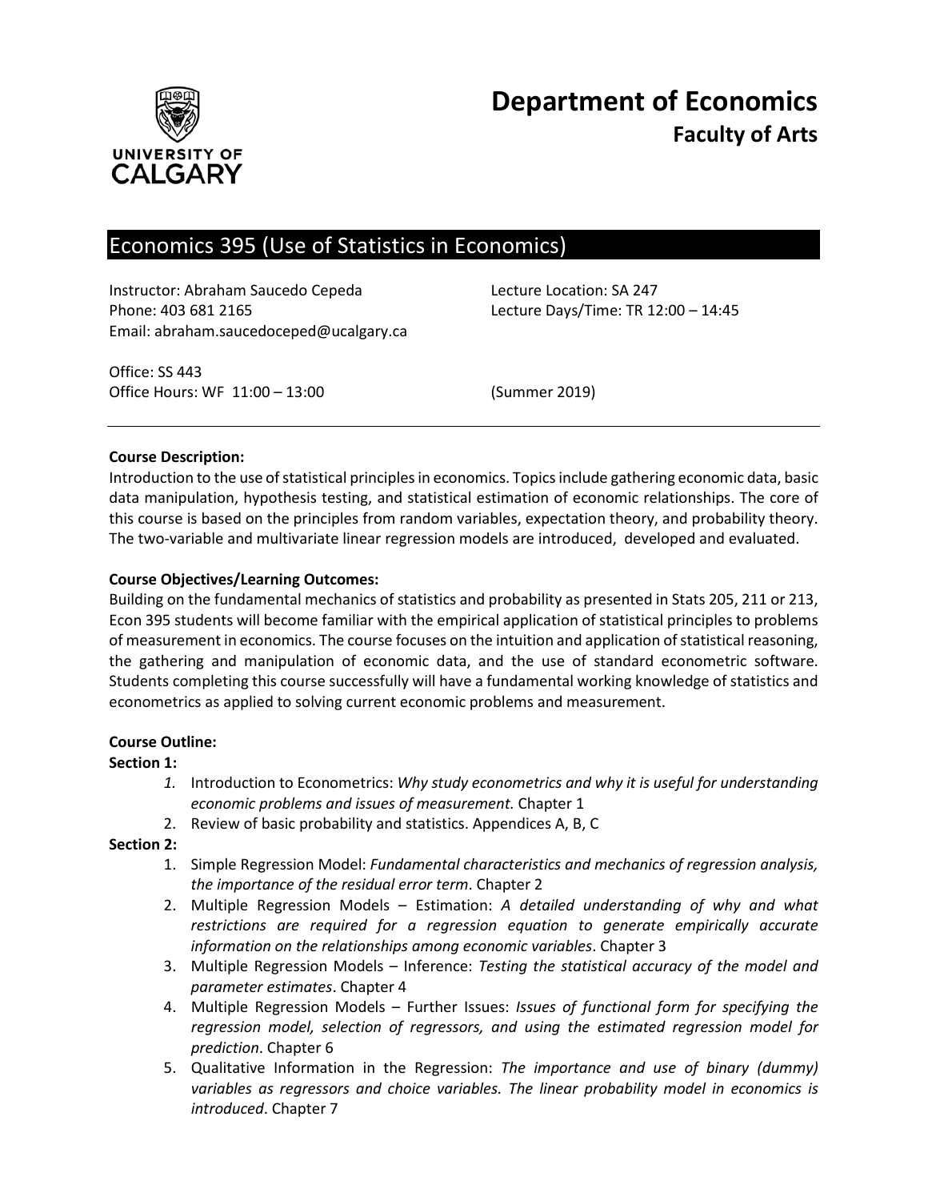# Department of Economics
## Faculty of Arts

## Economics 395 (Use of Statistics in Economics)

Instructor: Abraham Saucedo Cepeda
Phone: 403 681 2165
Email: abraham.saucedoceped@ucalgary.ca

Office: SS 443
Office Hours: WF 11:00 – 13:00

Lecture Location: SA 247
Lecture Days/Time: TR 12:00 – 14:45

(Summer 2019)

---

**Course Description:**
Introduction to the use of statistical principles in economics. Topics include gathering economic data, basic data manipulation, hypothesis testing, and statistical estimation of economic relationships. The core of this course is based on the principles from random variables, expectation theory, and probability theory. The two-variable and multivariate linear regression models are introduced, developed and evaluated.

**Course Objectives/Learning Outcomes:**
Building on the fundamental mechanics of statistics and probability as presented in Stats 205, 211 or 213, Econ 395 students will become familiar with the empirical application of statistical principles to problems of measurement in economics. The course focuses on the intuition and application of statistical reasoning, the gathering and manipulation of economic data, and the use of standard econometric software. Students completing this course successfully will have a fundamental working knowledge of statistics and econometrics as applied to solving current economic problems and measurement.

**Course Outline:**

**Section 1:**

1. Introduction to Econometrics: *Why study econometrics and why it is useful for understanding economic problems and issues of measurement.* Chapter 1
2. Review of basic probability and statistics. Appendices A, B, C

**Section 2:**

1. Simple Regression Model: *Fundamental characteristics and mechanics of regression analysis, the importance of the residual error term*. Chapter 2
2. Multiple Regression Models – Estimation: *A detailed understanding of why and what restrictions are required for a regression equation to generate empirically accurate information on the relationships among economic variables*. Chapter 3
3. Multiple Regression Models – Inference: *Testing the statistical accuracy of the model and parameter estimates*. Chapter 4
4. Multiple Regression Models – Further Issues: *Issues of functional form for specifying the regression model, selection of regressors, and using the estimated regression model for prediction*. Chapter 6
5. Qualitative Information in the Regression: *The importance and use of binary (dummy) variables as regressors and choice variables. The linear probability model in economics is introduced*. Chapter 7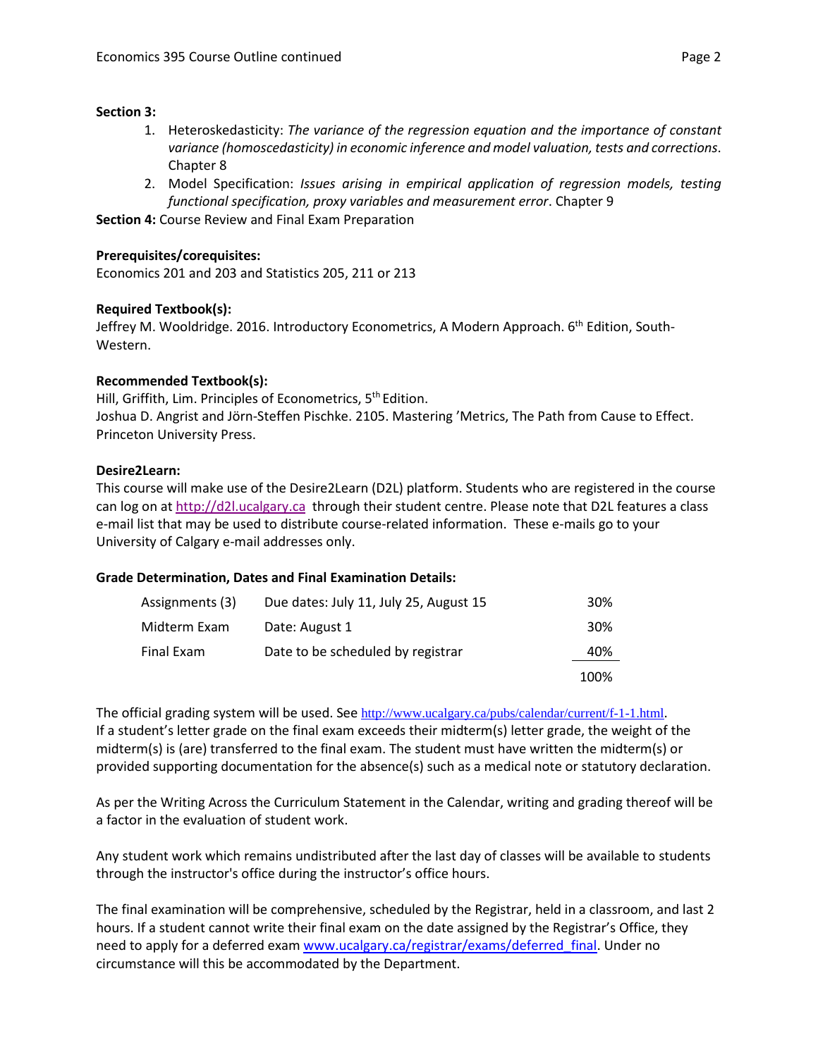**Section 3:**

1. Heteroskedasticity: *The variance of the regression equation and the importance of constant variance (homoscedasticity) in economic inference and model valuation, tests and corrections*. Chapter 8
2. Model Specification: *Issues arising in empirical application of regression models, testing functional specification, proxy variables and measurement error*. Chapter 9

**Section 4:** Course Review and Final Exam Preparation

**Prerequisites/corequisites:**
Economics 201 and 203 and Statistics 205, 211 or 213

**Required Textbook(s):**
Jeffrey M. Wooldridge. 2016. Introductory Econometrics, A Modern Approach. 6th Edition, South-Western.

**Recommended Textbook(s):**
Hill, Griffith, Lim. Principles of Econometrics, 5th Edition.
Joshua D. Angrist and Jörn-Steffen Pischke. 2105. Mastering 'Metrics, The Path from Cause to Effect. Princeton University Press.

**Desire2Learn:**
This course will make use of the Desire2Learn (D2L) platform. Students who are registered in the course can log on at http://d2l.ucalgary.ca through their student centre. Please note that D2L features a class e-mail list that may be used to distribute course-related information. These e-mails go to your University of Calgary e-mail addresses only.

**Grade Determination, Dates and Final Examination Details:**

| | | |
|---|---|---|
| Assignments (3) | Due dates: July 11, July 25, August 15 | 30% |
| Midterm Exam | Date: August 1 | 30% |
| Final Exam | Date to be scheduled by registrar | 40% |
| | | 100% |

The official grading system will be used. See http://www.ucalgary.ca/pubs/calendar/current/f-1-1.html.
If a student's letter grade on the final exam exceeds their midterm(s) letter grade, the weight of the midterm(s) is (are) transferred to the final exam. The student must have written the midterm(s) or provided supporting documentation for the absence(s) such as a medical note or statutory declaration.

As per the Writing Across the Curriculum Statement in the Calendar, writing and grading thereof will be a factor in the evaluation of student work.

Any student work which remains undistributed after the last day of classes will be available to students through the instructor's office during the instructor's office hours.

The final examination will be comprehensive, scheduled by the Registrar, held in a classroom, and last 2 hours. If a student cannot write their final exam on the date assigned by the Registrar's Office, they need to apply for a deferred exam www.ucalgary.ca/registrar/exams/deferred_final. Under no circumstance will this be accommodated by the Department.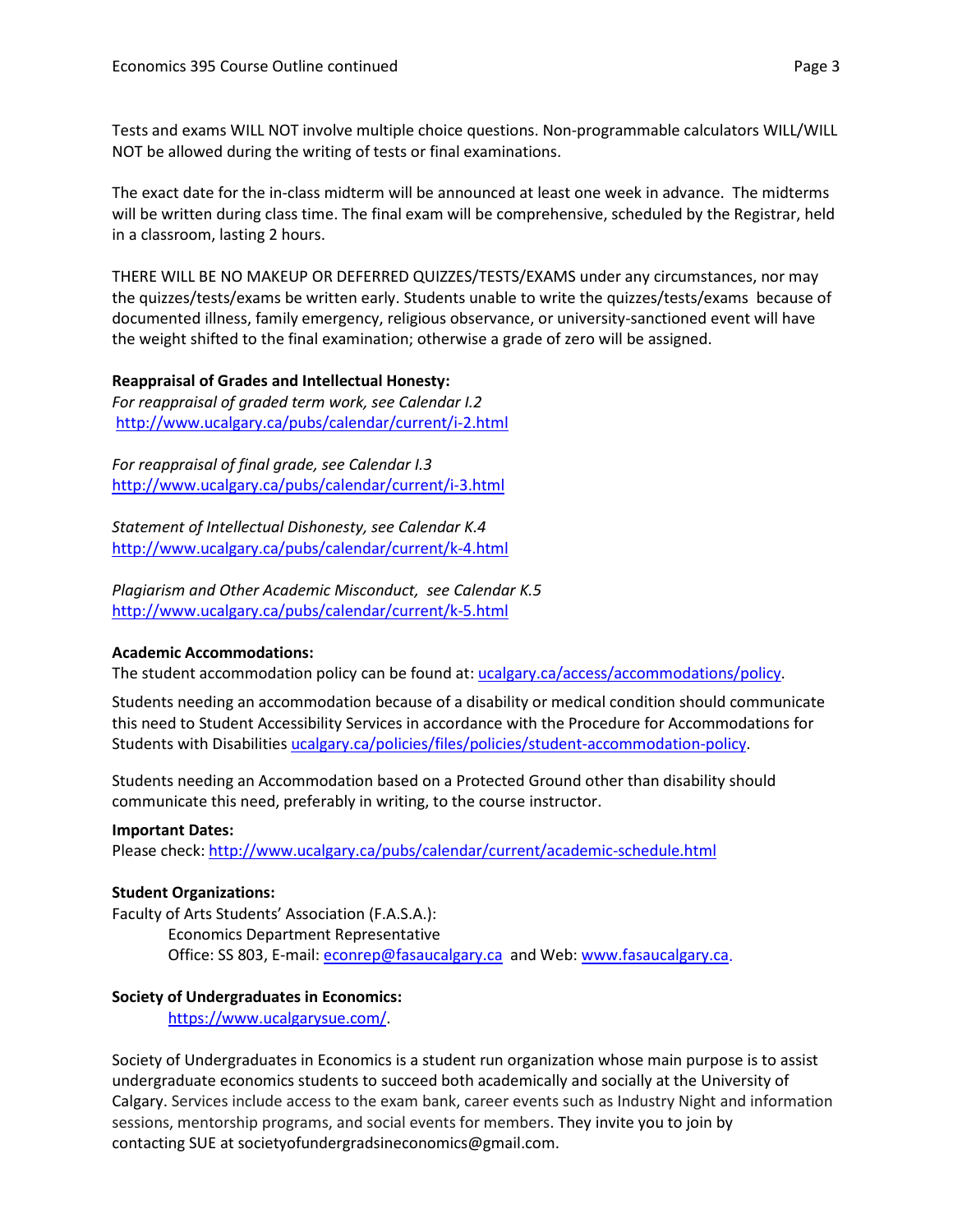Tests and exams WILL NOT involve multiple choice questions. Non-programmable calculators WILL/WILL NOT be allowed during the writing of tests or final examinations.

The exact date for the in-class midterm will be announced at least one week in advance. The midterms will be written during class time. The final exam will be comprehensive, scheduled by the Registrar, held in a classroom, lasting 2 hours.

THERE WILL BE NO MAKEUP OR DEFERRED QUIZZES/TESTS/EXAMS under any circumstances, nor may the quizzes/tests/exams be written early. Students unable to write the quizzes/tests/exams because of documented illness, family emergency, religious observance, or university-sanctioned event will have the weight shifted to the final examination; otherwise a grade of zero will be assigned.

**Reappraisal of Grades and Intellectual Honesty:**

*For reappraisal of graded term work, see Calendar I.2*
http://www.ucalgary.ca/pubs/calendar/current/i-2.html

*For reappraisal of final grade, see Calendar I.3*
http://www.ucalgary.ca/pubs/calendar/current/i-3.html

*Statement of Intellectual Dishonesty, see Calendar K.4*
http://www.ucalgary.ca/pubs/calendar/current/k-4.html

*Plagiarism and Other Academic Misconduct, see Calendar K.5*
http://www.ucalgary.ca/pubs/calendar/current/k-5.html

**Academic Accommodations:**

The student accommodation policy can be found at: ucalgary.ca/access/accommodations/policy.

Students needing an accommodation because of a disability or medical condition should communicate this need to Student Accessibility Services in accordance with the Procedure for Accommodations for Students with Disabilities ucalgary.ca/policies/files/policies/student-accommodation-policy.

Students needing an Accommodation based on a Protected Ground other than disability should communicate this need, preferably in writing, to the course instructor.

**Important Dates:**

Please check: http://www.ucalgary.ca/pubs/calendar/current/academic-schedule.html

**Student Organizations:**

Faculty of Arts Students' Association (F.A.S.A.):

Economics Department Representative
Office: SS 803, E-mail: econrep@fasaucalgary.ca and Web: www.fasaucalgary.ca.

**Society of Undergraduates in Economics:**

https://www.ucalgarysue.com/.

Society of Undergraduates in Economics is a student run organization whose main purpose is to assist undergraduate economics students to succeed both academically and socially at the University of Calgary. Services include access to the exam bank, career events such as Industry Night and information sessions, mentorship programs, and social events for members. They invite you to join by contacting SUE at societyofundergradsineconomics@gmail.com.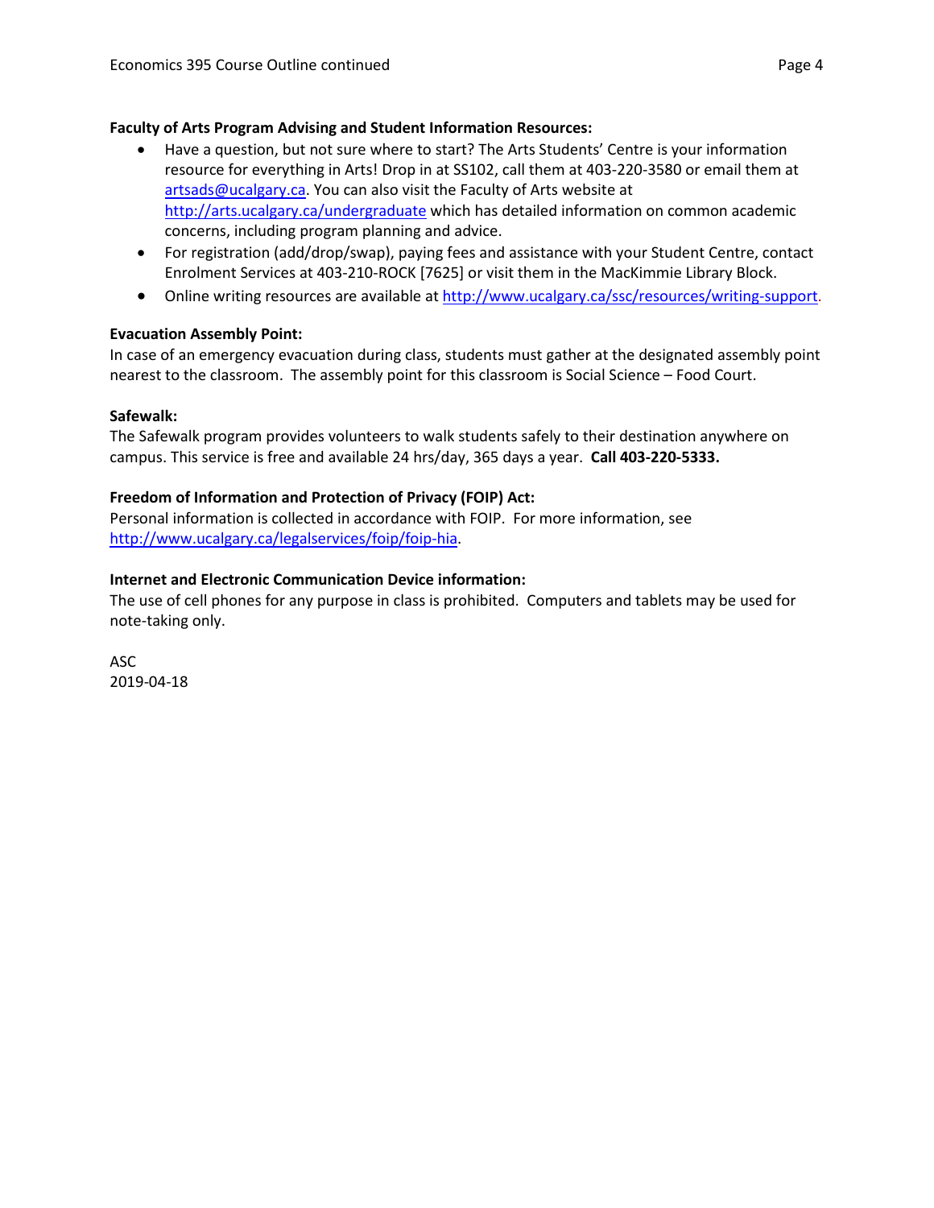**Faculty of Arts Program Advising and Student Information Resources:**

- Have a question, but not sure where to start? The Arts Students' Centre is your information resource for everything in Arts! Drop in at SS102, call them at 403-220-3580 or email them at artsads@ucalgary.ca. You can also visit the Faculty of Arts website at http://arts.ucalgary.ca/undergraduate which has detailed information on common academic concerns, including program planning and advice.
- For registration (add/drop/swap), paying fees and assistance with your Student Centre, contact Enrolment Services at 403-210-ROCK [7625] or visit them in the MacKimmie Library Block.
- Online writing resources are available at http://www.ucalgary.ca/ssc/resources/writing-support.

**Evacuation Assembly Point:**

In case of an emergency evacuation during class, students must gather at the designated assembly point nearest to the classroom. The assembly point for this classroom is Social Science – Food Court.

**Safewalk:**

The Safewalk program provides volunteers to walk students safely to their destination anywhere on campus. This service is free and available 24 hrs/day, 365 days a year. **Call 403-220-5333.**

**Freedom of Information and Protection of Privacy (FOIP) Act:**

Personal information is collected in accordance with FOIP. For more information, see http://www.ucalgary.ca/legalservices/foip/foip-hia.

**Internet and Electronic Communication Device information:**

The use of cell phones for any purpose in class is prohibited. Computers and tablets may be used for note-taking only.

ASC
2019-04-18